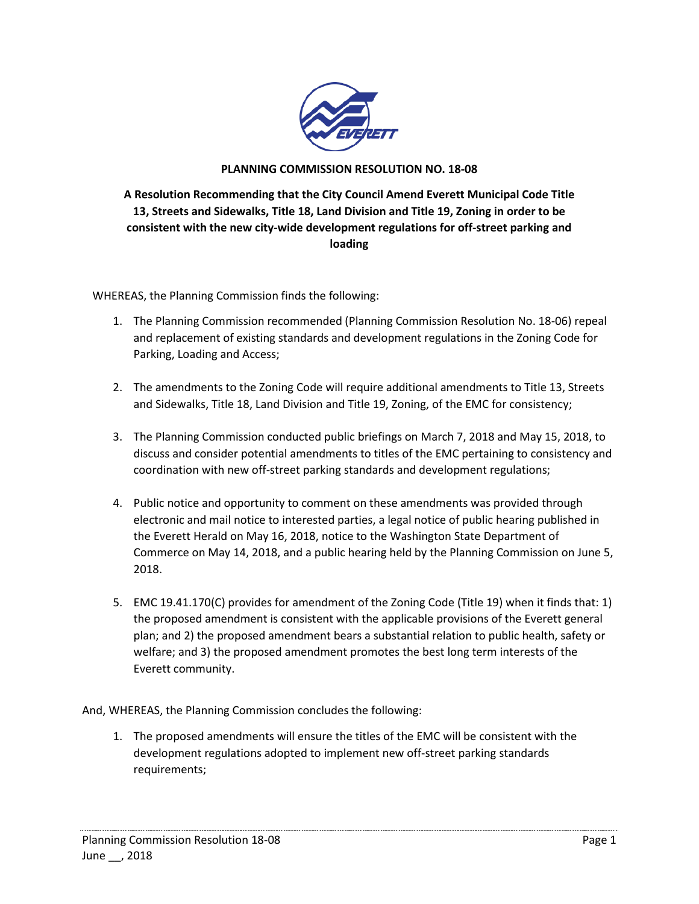**PLANNING COMMISSION RESOLUTION NO. 18-08**

**A Resolution Recommending that the City Council Amend Everett Municipal Code Title 13, Streets and Sidewalks, Title 18, Land Division and Title 19, Zoning in order to be consistent with the new city-wide development regulations for off-street parking and loading**

WHEREAS, the Planning Commission finds the following:

1. The Planning Commission recommended (Planning Commission Resolution No. 18-06) repeal and replacement of existing standards and development regulations in the Zoning Code for Parking, Loading and Access;

2. The amendments to the Zoning Code will require additional amendments to Title 13, Streets and Sidewalks, Title 18, Land Division and Title 19, Zoning, of the EMC for consistency;

3. The Planning Commission conducted public briefings on March 7, 2018 and May 15, 2018, to discuss and consider potential amendments to titles of the EMC pertaining to consistency and coordination with new off-street parking standards and development regulations;

4. Public notice and opportunity to comment on these amendments was provided through electronic and mail notice to interested parties, a legal notice of public hearing published in the Everett Herald on May 16, 2018, notice to the Washington State Department of Commerce on May 14, 2018, and a public hearing held by the Planning Commission on June 5, 2018.

5. EMC 19.41.170(C) provides for amendment of the Zoning Code (Title 19) when it finds that: 1) the proposed amendment is consistent with the applicable provisions of the Everett general plan; and 2) the proposed amendment bears a substantial relation to public health, safety or welfare; and 3) the proposed amendment promotes the best long term interests of the Everett community.

And, WHEREAS, the Planning Commission concludes the following:

1. The proposed amendments will ensure the titles of the EMC will be consistent with the development regulations adopted to implement new off-street parking standards requirements;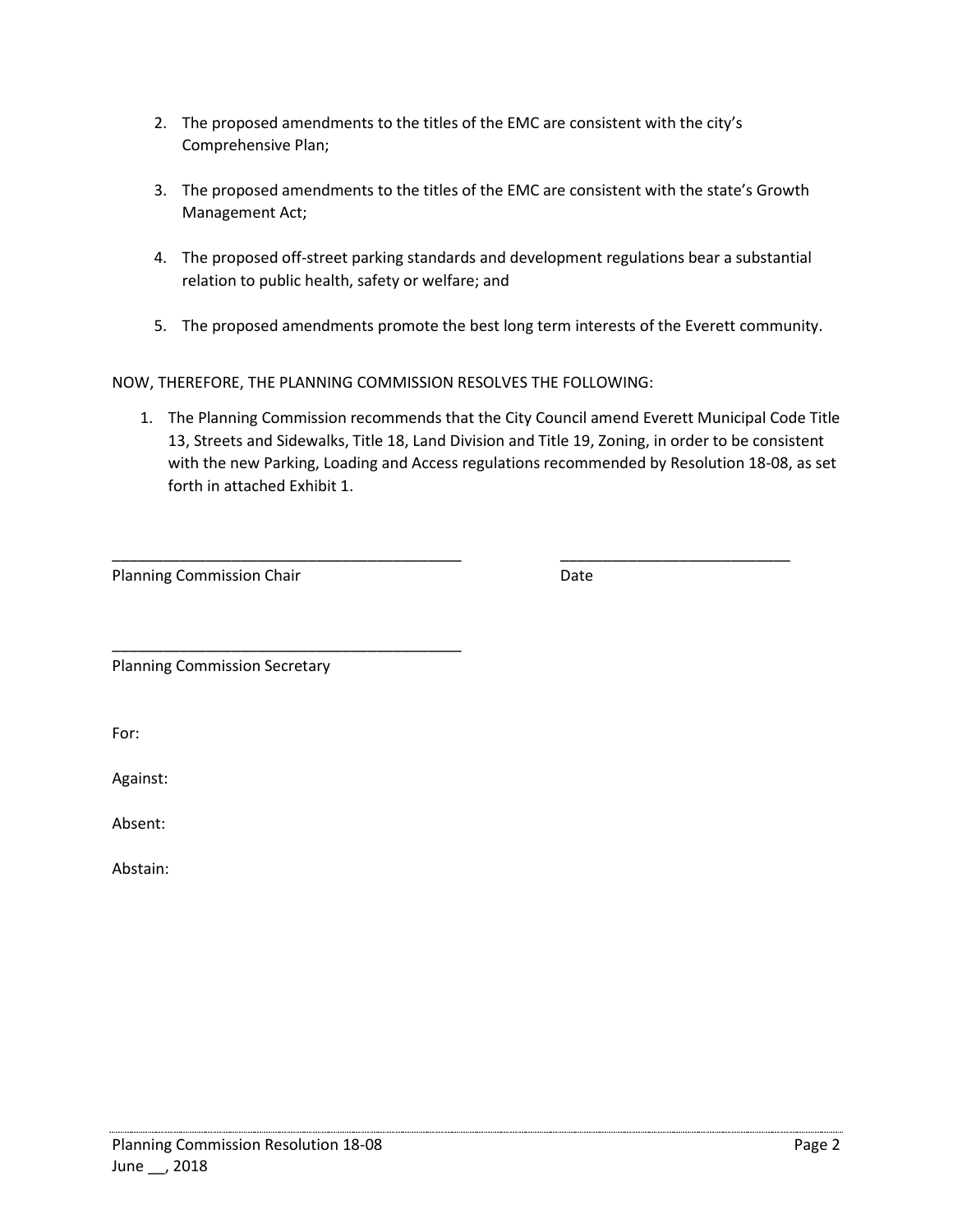2. The proposed amendments to the titles of the EMC are consistent with the city's Comprehensive Plan;

3. The proposed amendments to the titles of the EMC are consistent with the state's Growth Management Act;

4. The proposed off-street parking standards and development regulations bear a substantial relation to public health, safety or welfare; and

5. The proposed amendments promote the best long term interests of the Everett community.

NOW, THEREFORE, THE PLANNING COMMISSION RESOLVES THE FOLLOWING:

1. The Planning Commission recommends that the City Council amend Everett Municipal Code Title 13, Streets and Sidewalks, Title 18, Land Division and Title 19, Zoning, in order to be consistent with the new Parking, Loading and Access regulations recommended by Resolution 18-08, as set forth in attached Exhibit 1.

\_\_\_\_\_\_\_\_\_\_\_\_\_\_\_\_\_\_\_\_\_\_\_\_\_\_\_\_\_\_\_\_\_\_\_\_\_\_\_\_\_\_ \_\_\_\_\_\_\_\_\_\_\_\_\_\_\_\_\_\_\_\_\_\_\_\_\_\_\_\_

Planning Commission Chair Date

\_\_\_\_\_\_\_\_\_\_\_\_\_\_\_\_\_\_\_\_\_\_\_\_\_\_\_\_\_\_\_\_\_\_\_\_\_\_\_\_\_\_

Planning Commission Secretary

For:

Against:

Absent:

Abstain:

Planning Commission Resolution 18-08
June __, 2018